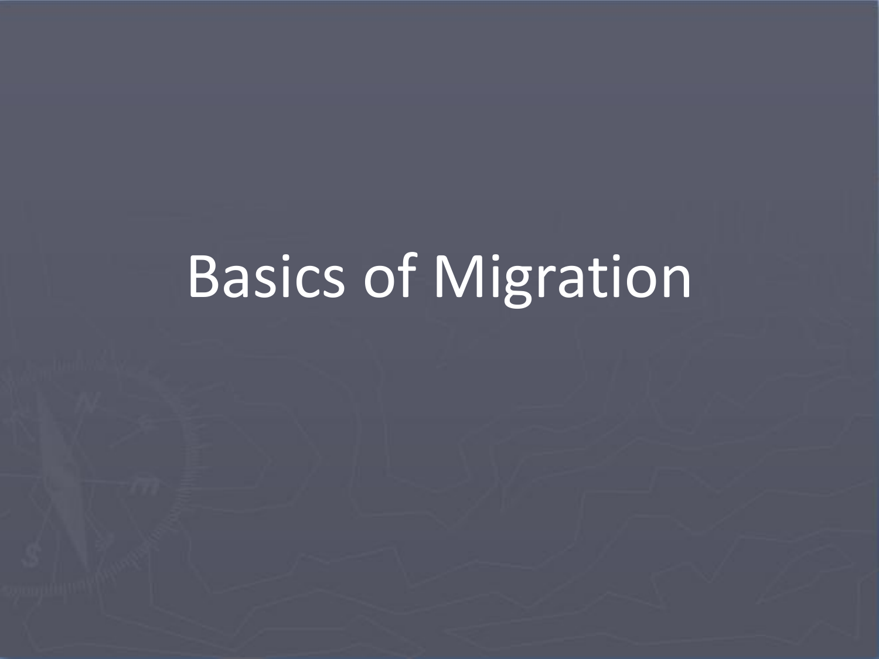# Basics of Migration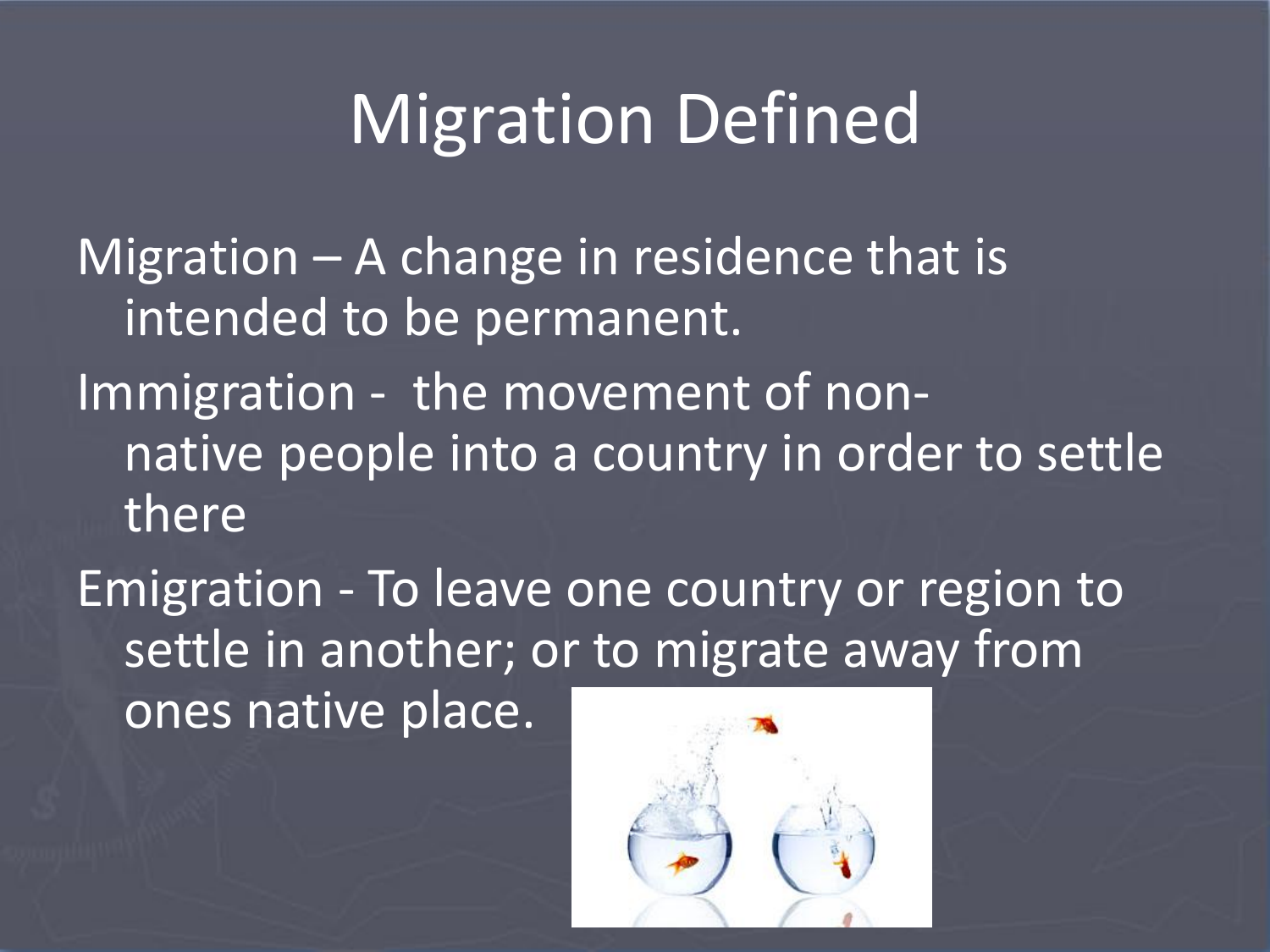# Migration Defined

Migration – A change in residence that is intended to be permanent.

Immigration - the movement of non-native people into a country in order to settle there

Emigration - To leave one country or region to settle in another; or to migrate away from ones native place.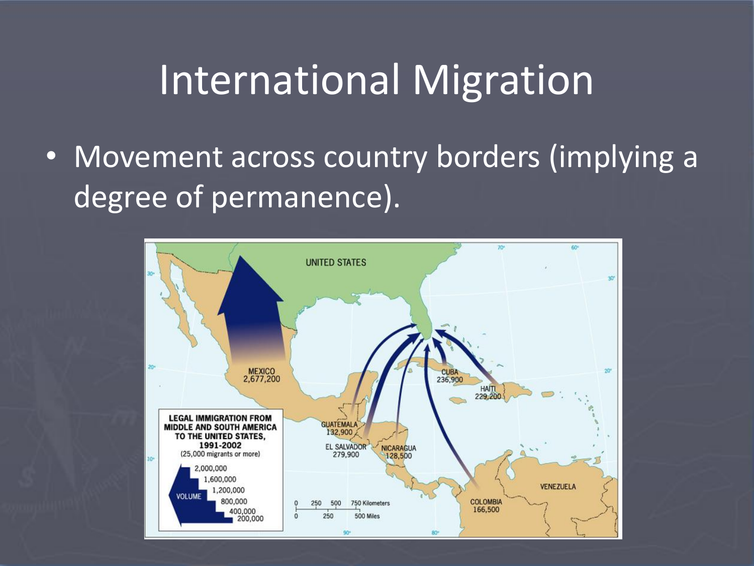# International Migration

- Movement across country borders (implying a degree of permanence).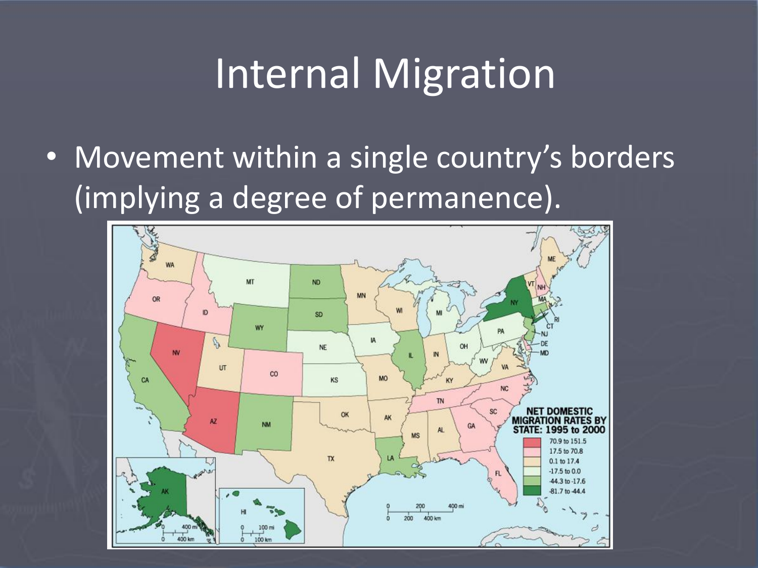# Internal Migration

- Movement within a single country's borders (implying a degree of permanence).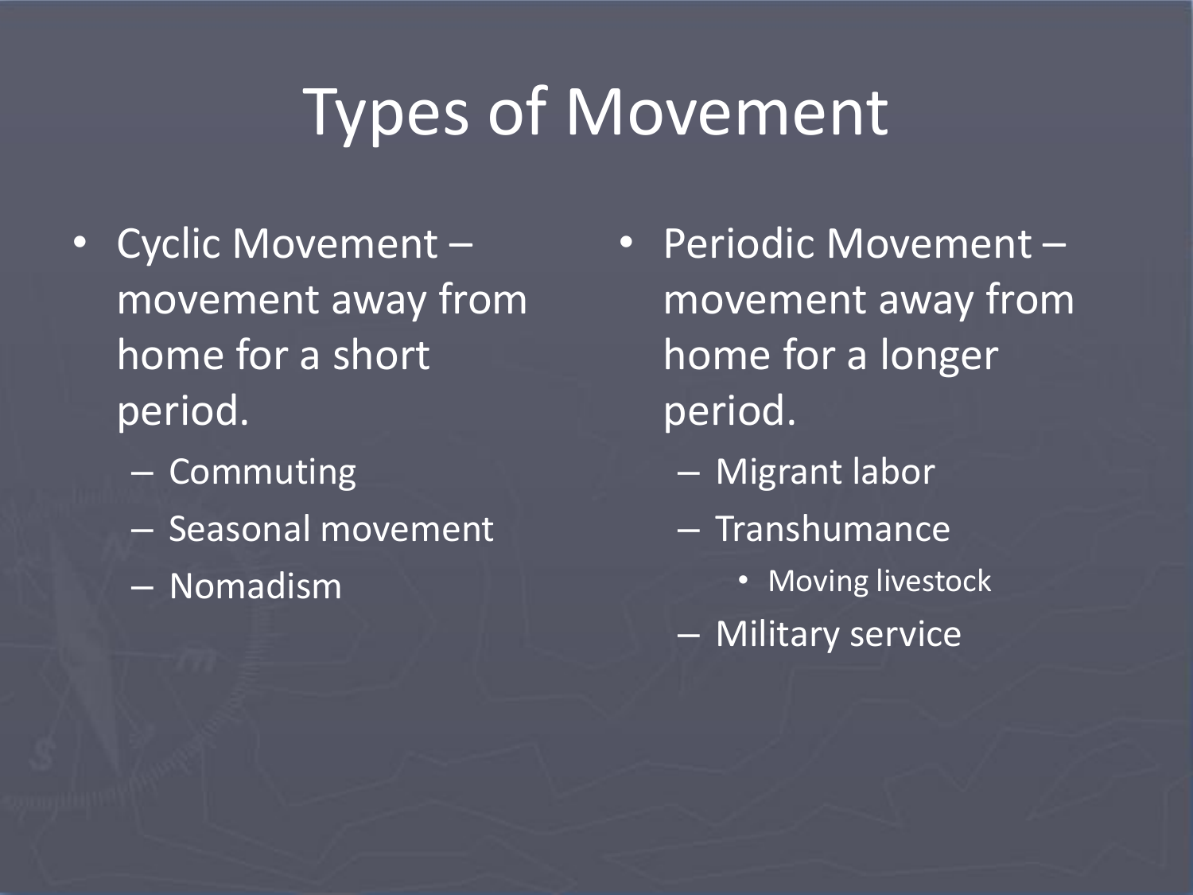# Types of Movement

- Cyclic Movement – movement away from home for a short period.
  - Commuting
  - Seasonal movement
  - Nomadism

- Periodic Movement – movement away from home for a longer period.
  - Migrant labor
  - Transhumance
    - Moving livestock
  - Military service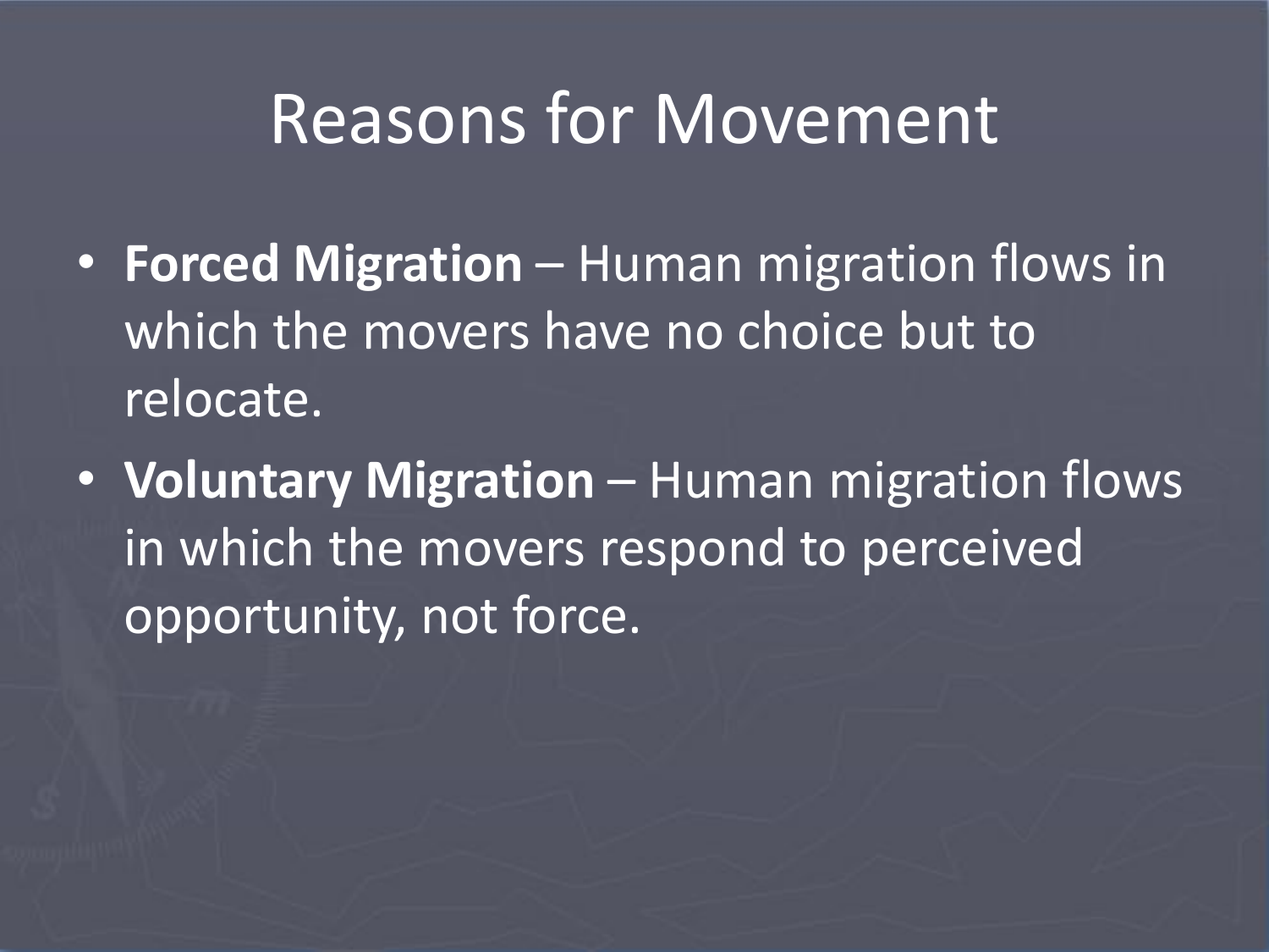# Reasons for Movement

- **Forced Migration** – Human migration flows in which the movers have no choice but to relocate.
- **Voluntary Migration** – Human migration flows in which the movers respond to perceived opportunity, not force.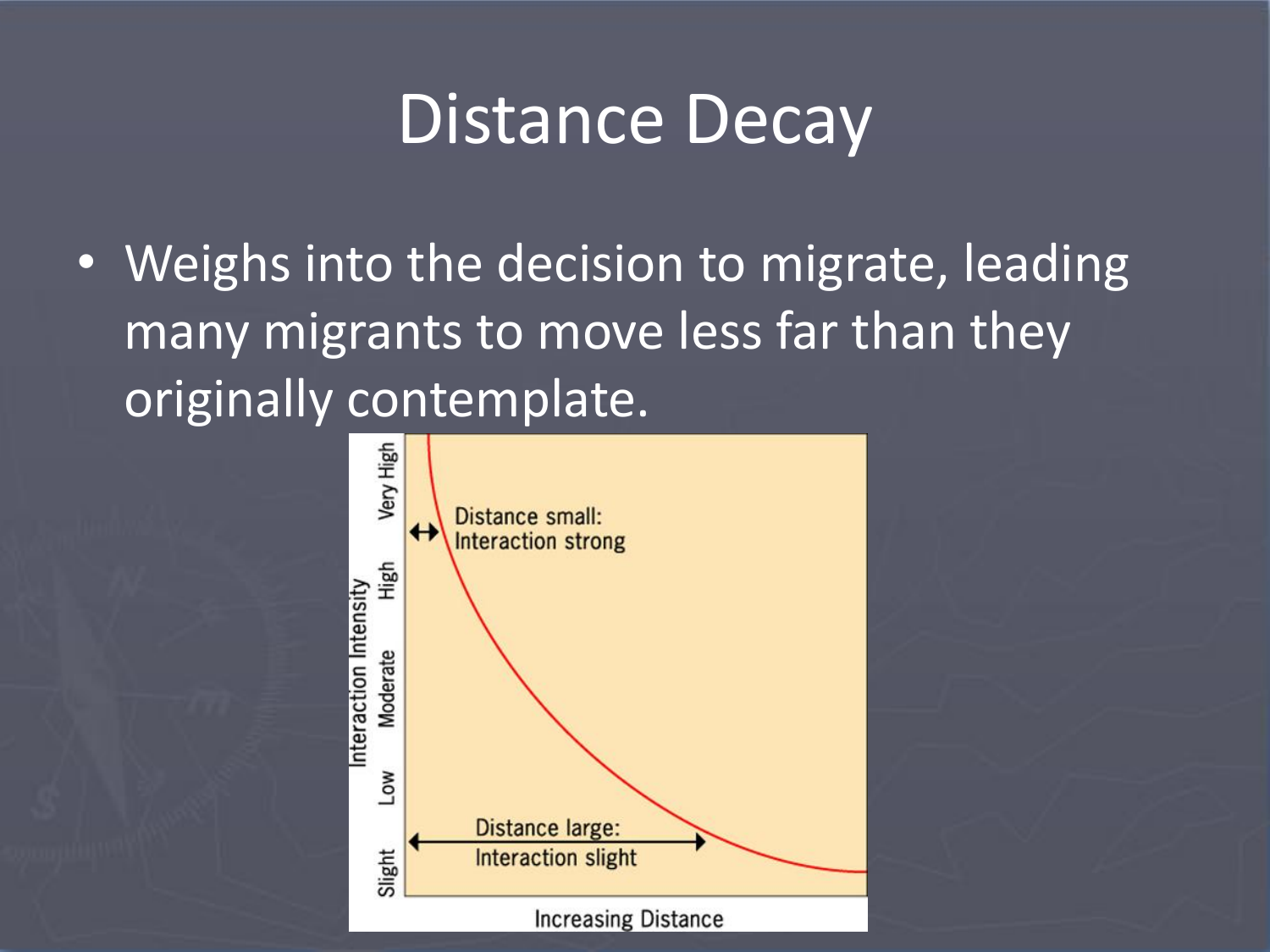# Distance Decay

- Weighs into the decision to migrate, leading many migrants to move less far than they originally contemplate.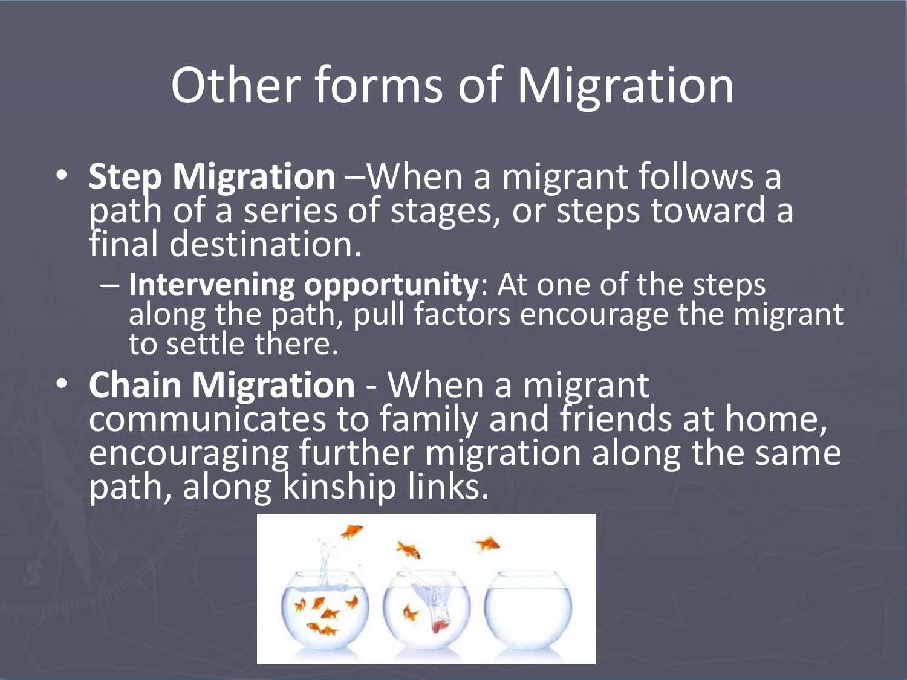# Other forms of Migration

- **Step Migration** –When a migrant follows a path of a series of stages, or steps toward a final destination.
  - **Intervening opportunity**: At one of the steps along the path, pull factors encourage the migrant to settle there.
- **Chain Migration** - When a migrant communicates to family and friends at home, encouraging further migration along the same path, along kinship links.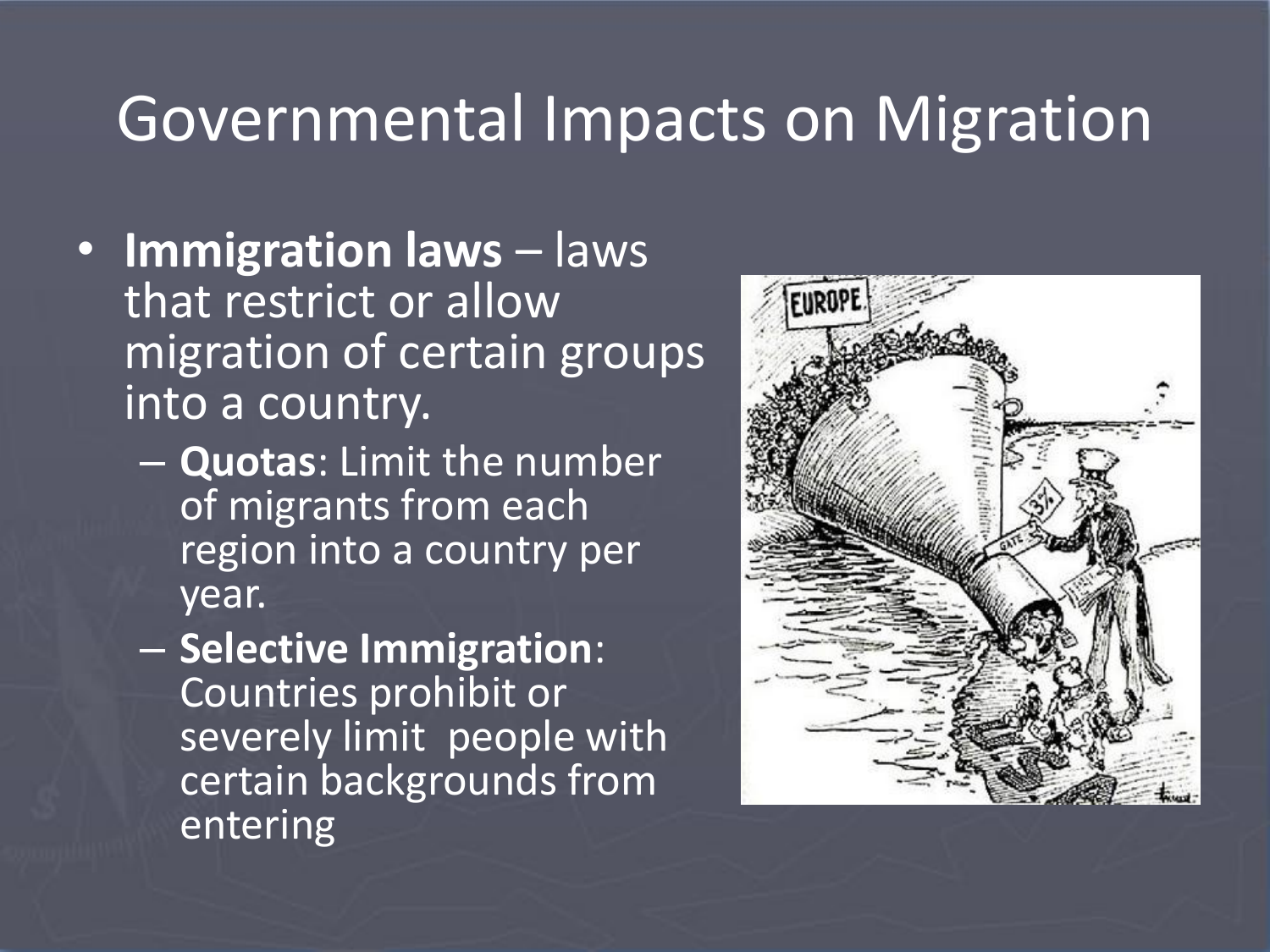# Governmental Impacts on Migration

- **Immigration laws** – laws that restrict or allow migration of certain groups into a country.
  - **Quotas**: Limit the number of migrants from each region into a country per year.
  - **Selective Immigration**: Countries prohibit or severely limit people with certain backgrounds from entering